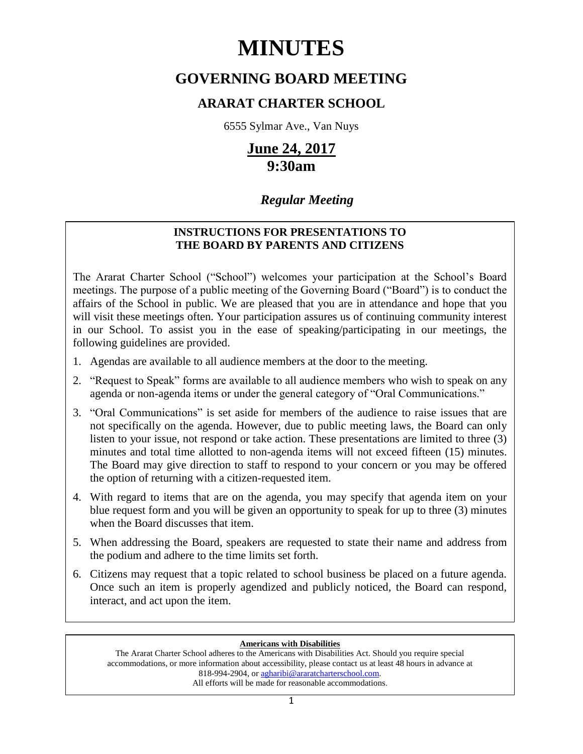# MINUTES

## GOVERNING BOARD MEETING

### ARARAT CHARTER SCHOOL

6555 Sylmar Ave., Van Nuys

## June 24, 2017
## 9:30am

*Regular Meeting*

**INSTRUCTIONS FOR PRESENTATIONS TO THE BOARD BY PARENTS AND CITIZENS**

The Ararat Charter School ("School") welcomes your participation at the School's Board meetings. The purpose of a public meeting of the Governing Board ("Board") is to conduct the affairs of the School in public. We are pleased that you are in attendance and hope that you will visit these meetings often. Your participation assures us of continuing community interest in our School. To assist you in the ease of speaking/participating in our meetings, the following guidelines are provided.

1. Agendas are available to all audience members at the door to the meeting.
2. "Request to Speak" forms are available to all audience members who wish to speak on any agenda or non-agenda items or under the general category of "Oral Communications."
3. "Oral Communications" is set aside for members of the audience to raise issues that are not specifically on the agenda. However, due to public meeting laws, the Board can only listen to your issue, not respond or take action. These presentations are limited to three (3) minutes and total time allotted to non-agenda items will not exceed fifteen (15) minutes. The Board may give direction to staff to respond to your concern or you may be offered the option of returning with a citizen-requested item.
4. With regard to items that are on the agenda, you may specify that agenda item on your blue request form and you will be given an opportunity to speak for up to three (3) minutes when the Board discusses that item.
5. When addressing the Board, speakers are requested to state their name and address from the podium and adhere to the time limits set forth.
6. Citizens may request that a topic related to school business be placed on a future agenda. Once such an item is properly agendized and publicly noticed, the Board can respond, interact, and act upon the item.

**Americans with Disabilities**

The Ararat Charter School adheres to the Americans with Disabilities Act. Should you require special accommodations, or more information about accessibility, please contact us at least 48 hours in advance at 818-994-2904, or agharibi@araratcharterschool.com.
All efforts will be made for reasonable accommodations.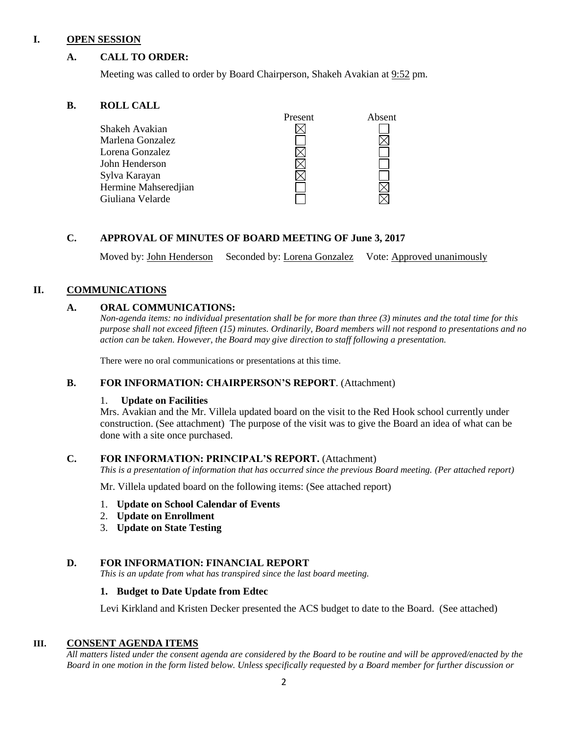## I. OPEN SESSION

### A. CALL TO ORDER:

Meeting was called to order by Board Chairperson, Shakeh Avakian at 9:52 pm.

### B. ROLL CALL

| | Present | Absent |
|---|---|---|
| Shakeh Avakian | ☒ | ☐ |
| Marlena Gonzalez | ☐ | ☒ |
| Lorena Gonzalez | ☒ | ☐ |
| John Henderson | ☒ | ☐ |
| Sylva Karayan | ☒ | ☐ |
| Hermine Mahseredjian | ☐ | ☒ |
| Giuliana Velarde | ☐ | ☒ |

### C. APPROVAL OF MINUTES OF BOARD MEETING OF June 3, 2017

Moved by: John Henderson Seconded by: Lorena Gonzalez Vote: Approved unanimously

## II. COMMUNICATIONS

### A. ORAL COMMUNICATIONS:

*Non-agenda items: no individual presentation shall be for more than three (3) minutes and the total time for this purpose shall not exceed fifteen (15) minutes. Ordinarily, Board members will not respond to presentations and no action can be taken. However, the Board may give direction to staff following a presentation.*

There were no oral communications or presentations at this time.

### B. FOR INFORMATION: CHAIRPERSON'S REPORT. (Attachment)

1. **Update on Facilities**

Mrs. Avakian and the Mr. Villela updated board on the visit to the Red Hook school currently under construction. (See attachment) The purpose of the visit was to give the Board an idea of what can be done with a site once purchased.

### C. FOR INFORMATION: PRINCIPAL'S REPORT. (Attachment)

*This is a presentation of information that has occurred since the previous Board meeting. (Per attached report)*

Mr. Villela updated board on the following items: (See attached report)

1. **Update on School Calendar of Events**
2. **Update on Enrollment**
3. **Update on State Testing**

### D. FOR INFORMATION: FINANCIAL REPORT

*This is an update from what has transpired since the last board meeting.*

1. **Budget to Date Update from Edtec**

Levi Kirkland and Kristen Decker presented the ACS budget to date to the Board. (See attached)

## III. CONSENT AGENDA ITEMS

*All matters listed under the consent agenda are considered by the Board to be routine and will be approved/enacted by the Board in one motion in the form listed below. Unless specifically requested by a Board member for further discussion or*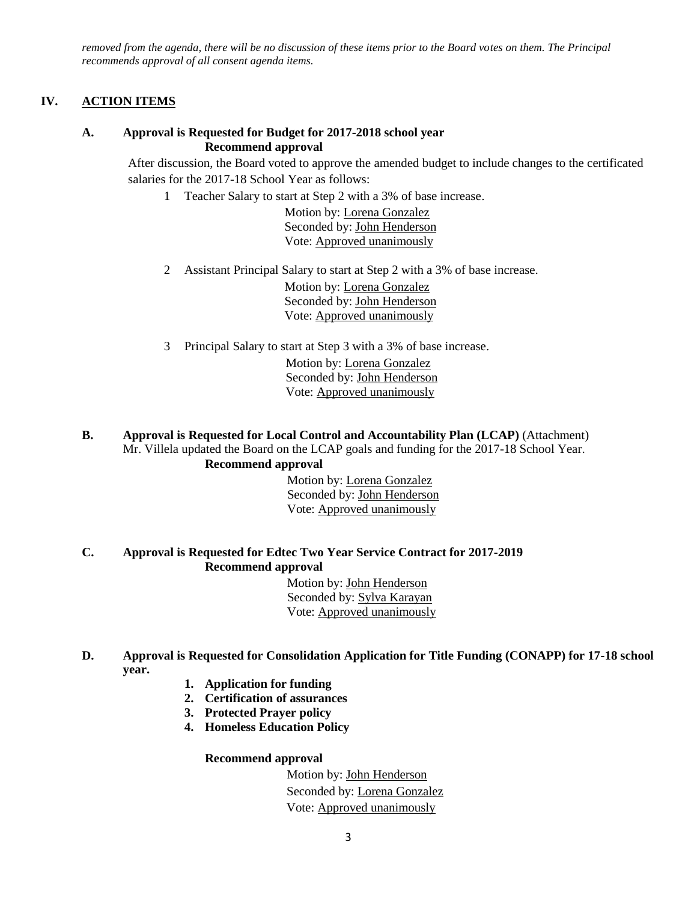*removed from the agenda, there will be no discussion of these items prior to the Board votes on them. The Principal recommends approval of all consent agenda items.*

## IV. ACTION ITEMS

### A. Approval is Requested for Budget for 2017-2018 school year

**Recommend approval**

After discussion, the Board voted to approve the amended budget to include changes to the certificated salaries for the 2017-18 School Year as follows:

1 Teacher Salary to start at Step 2 with a 3% of base increase.

Motion by: Lorena Gonzalez
Seconded by: John Henderson
Vote: Approved unanimously

2 Assistant Principal Salary to start at Step 2 with a 3% of base increase.

Motion by: Lorena Gonzalez
Seconded by: John Henderson
Vote: Approved unanimously

3 Principal Salary to start at Step 3 with a 3% of base increase.

Motion by: Lorena Gonzalez
Seconded by: John Henderson
Vote: Approved unanimously

### B. Approval is Requested for Local Control and Accountability Plan (LCAP) (Attachment)

Mr. Villela updated the Board on the LCAP goals and funding for the 2017-18 School Year.

**Recommend approval**

Motion by: Lorena Gonzalez
Seconded by: John Henderson
Vote: Approved unanimously

### C. Approval is Requested for Edtec Two Year Service Contract for 2017-2019

**Recommend approval**

Motion by: John Henderson
Seconded by: Sylva Karayan
Vote: Approved unanimously

### D. Approval is Requested for Consolidation Application for Title Funding (CONAPP) for 17-18 school year.

1. **Application for funding**
2. **Certification of assurances**
3. **Protected Prayer policy**
4. **Homeless Education Policy**

**Recommend approval**

Motion by: John Henderson
Seconded by: Lorena Gonzalez
Vote: Approved unanimously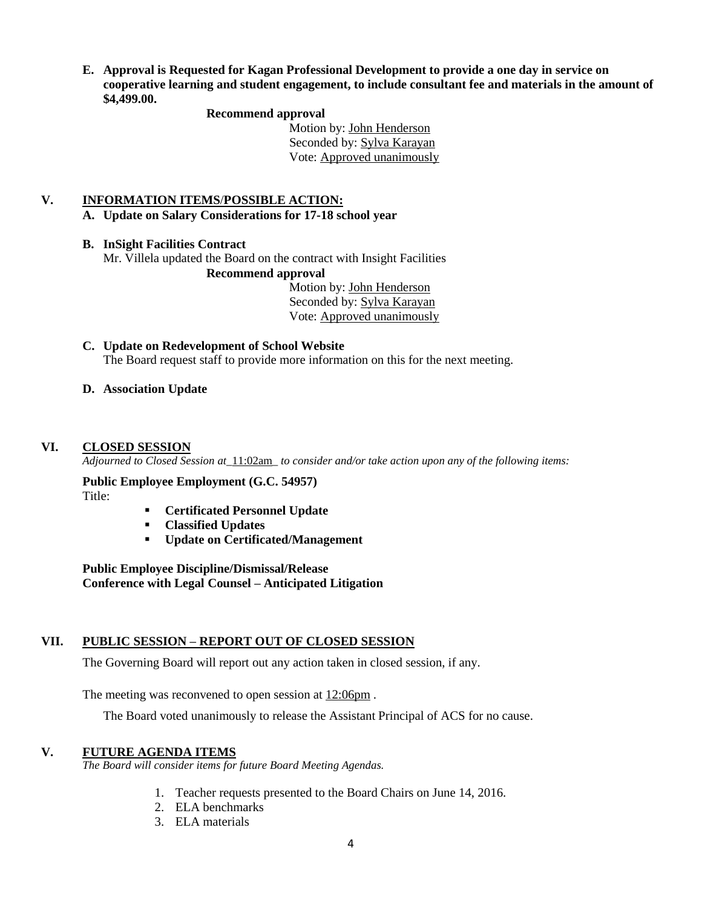**E. Approval is Requested for Kagan Professional Development to provide a one day in service on cooperative learning and student engagement, to include consultant fee and materials in the amount of $4,499.00.**

**Recommend approval**

Motion by: John Henderson
Seconded by: Sylva Karayan
Vote: Approved unanimously

## V. INFORMATION ITEMS/POSSIBLE ACTION:

**A. Update on Salary Considerations for 17-18 school year**

**B. InSight Facilities Contract**

Mr. Villela updated the Board on the contract with Insight Facilities

**Recommend approval**

Motion by: John Henderson
Seconded by: Sylva Karayan
Vote: Approved unanimously

**C. Update on Redevelopment of School Website**

The Board request staff to provide more information on this for the next meeting.

**D. Association Update**

## VI. CLOSED SESSION

*Adjourned to Closed Session at* 11:02am *to consider and/or take action upon any of the following items:*

**Public Employee Employment (G.C. 54957)**

Title:

- **Certificated Personnel Update**
- **Classified Updates**
- **Update on Certificated/Management**

**Public Employee Discipline/Dismissal/Release**
**Conference with Legal Counsel – Anticipated Litigation**

## VII. PUBLIC SESSION – REPORT OUT OF CLOSED SESSION

The Governing Board will report out any action taken in closed session, if any.

The meeting was reconvened to open session at 12:06pm .

The Board voted unanimously to release the Assistant Principal of ACS for no cause.

## V. FUTURE AGENDA ITEMS

*The Board will consider items for future Board Meeting Agendas.*

1. Teacher requests presented to the Board Chairs on June 14, 2016.
2. ELA benchmarks
3. ELA materials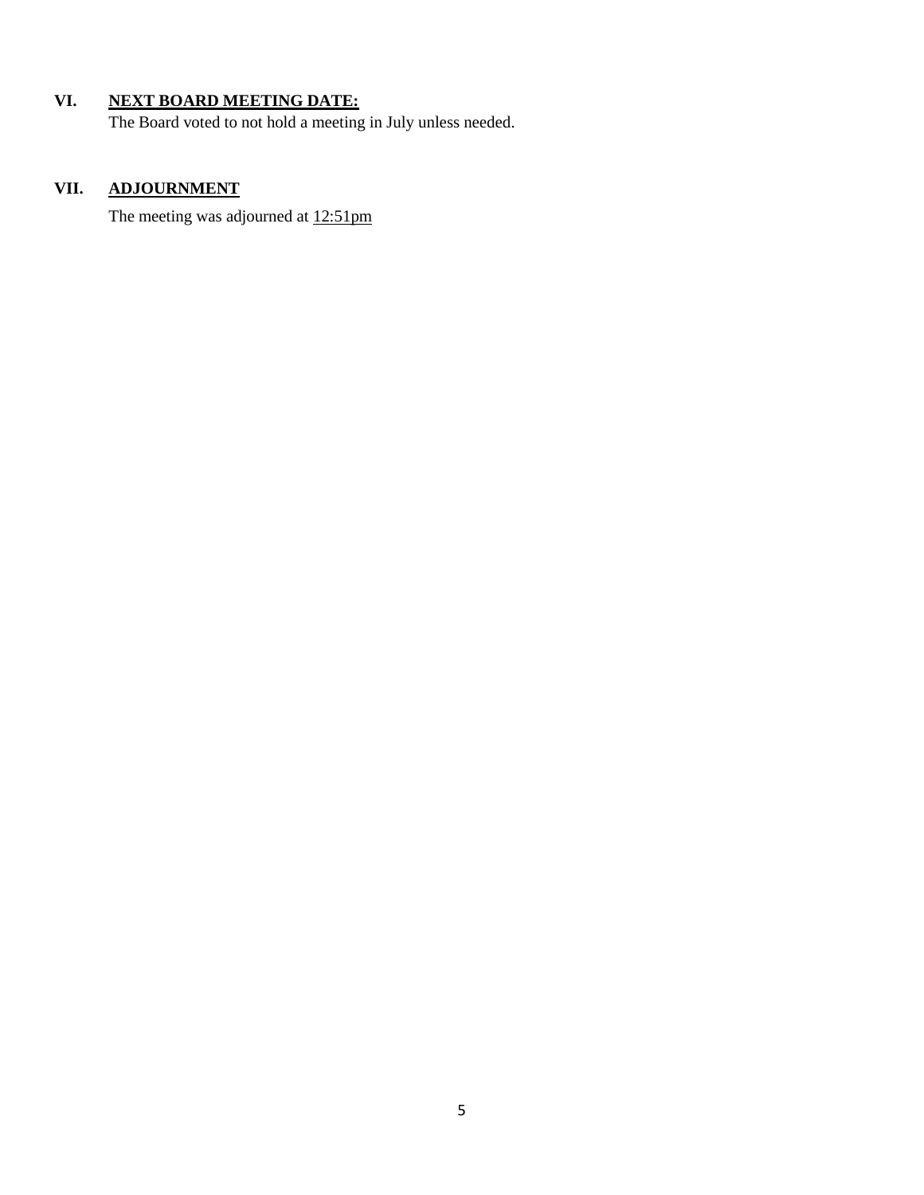## VI. NEXT BOARD MEETING DATE:

The Board voted to not hold a meeting in July unless needed.

## VII. ADJOURNMENT

The meeting was adjourned at 12:51pm